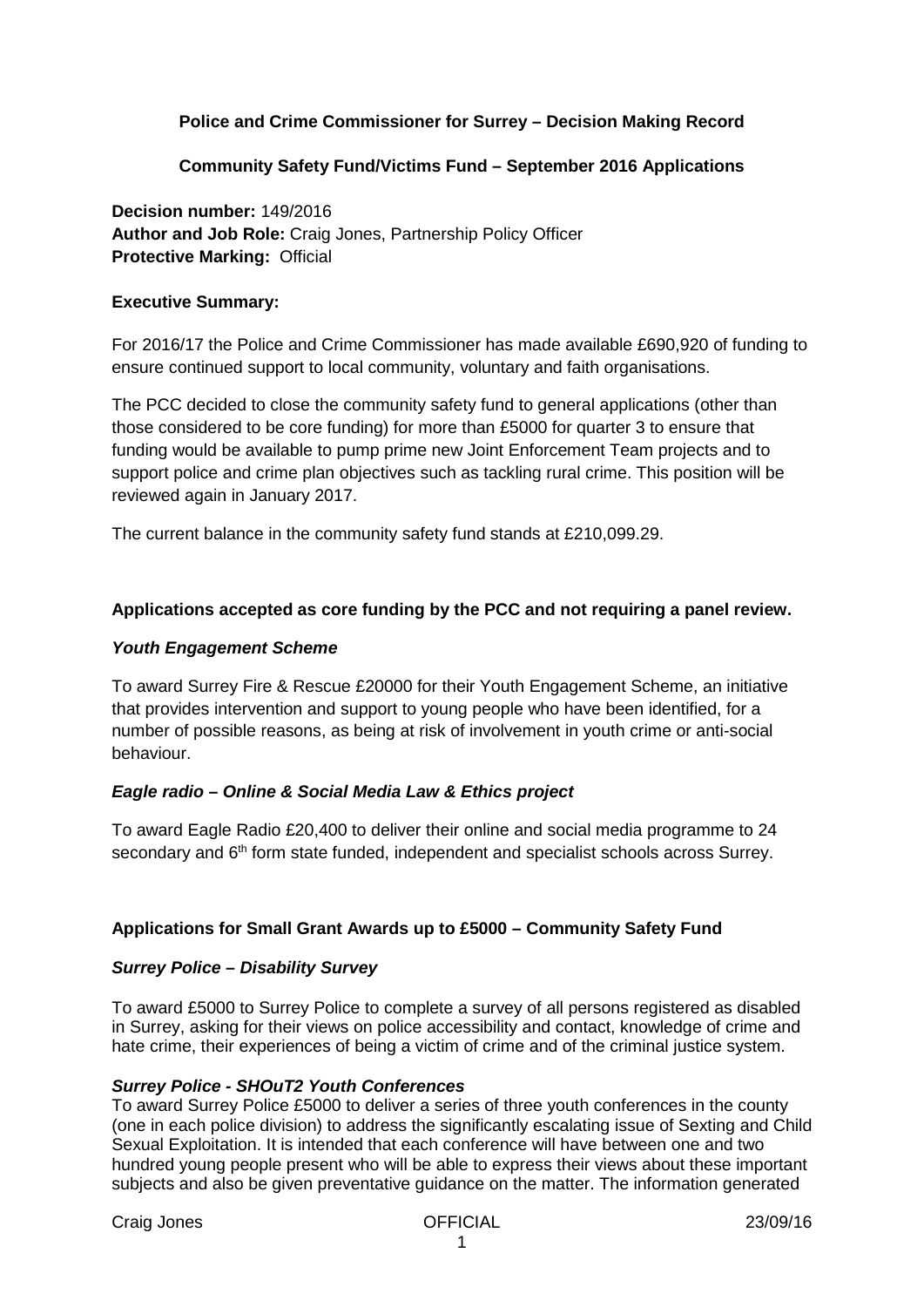**Police and Crime Commissioner for Surrey – Decision Making Record**

**Community Safety Fund/Victims Fund – September 2016 Applications**

**Decision number:** 149/2016
**Author and Job Role:** Craig Jones, Partnership Policy Officer
**Protective Marking:** Official

**Executive Summary:**

For 2016/17 the Police and Crime Commissioner has made available £690,920 of funding to ensure continued support to local community, voluntary and faith organisations.

The PCC decided to close the community safety fund to general applications (other than those considered to be core funding) for more than £5000 for quarter 3 to ensure that funding would be available to pump prime new Joint Enforcement Team projects and to support police and crime plan objectives such as tackling rural crime. This position will be reviewed again in January 2017.

The current balance in the community safety fund stands at £210,099.29.

**Applications accepted as core funding by the PCC and not requiring a panel review.**

***Youth Engagement Scheme***

To award Surrey Fire & Rescue £20000 for their Youth Engagement Scheme, an initiative that provides intervention and support to young people who have been identified, for a number of possible reasons, as being at risk of involvement in youth crime or anti-social behaviour.

***Eagle radio – Online & Social Media Law & Ethics project***

To award Eagle Radio £20,400 to deliver their online and social media programme to 24 secondary and 6th form state funded, independent and specialist schools across Surrey.

**Applications for Small Grant Awards up to £5000 – Community Safety Fund**

***Surrey Police – Disability Survey***

To award £5000 to Surrey Police to complete a survey of all persons registered as disabled in Surrey, asking for their views on police accessibility and contact, knowledge of crime and hate crime, their experiences of being a victim of crime and of the criminal justice system.

***Surrey Police - SHOuT2 Youth Conferences***

To award Surrey Police £5000 to deliver a series of three youth conferences in the county (one in each police division) to address the significantly escalating issue of Sexting and Child Sexual Exploitation. It is intended that each conference will have between one and two hundred young people present who will be able to express their views about these important subjects and also be given preventative guidance on the matter. The information generated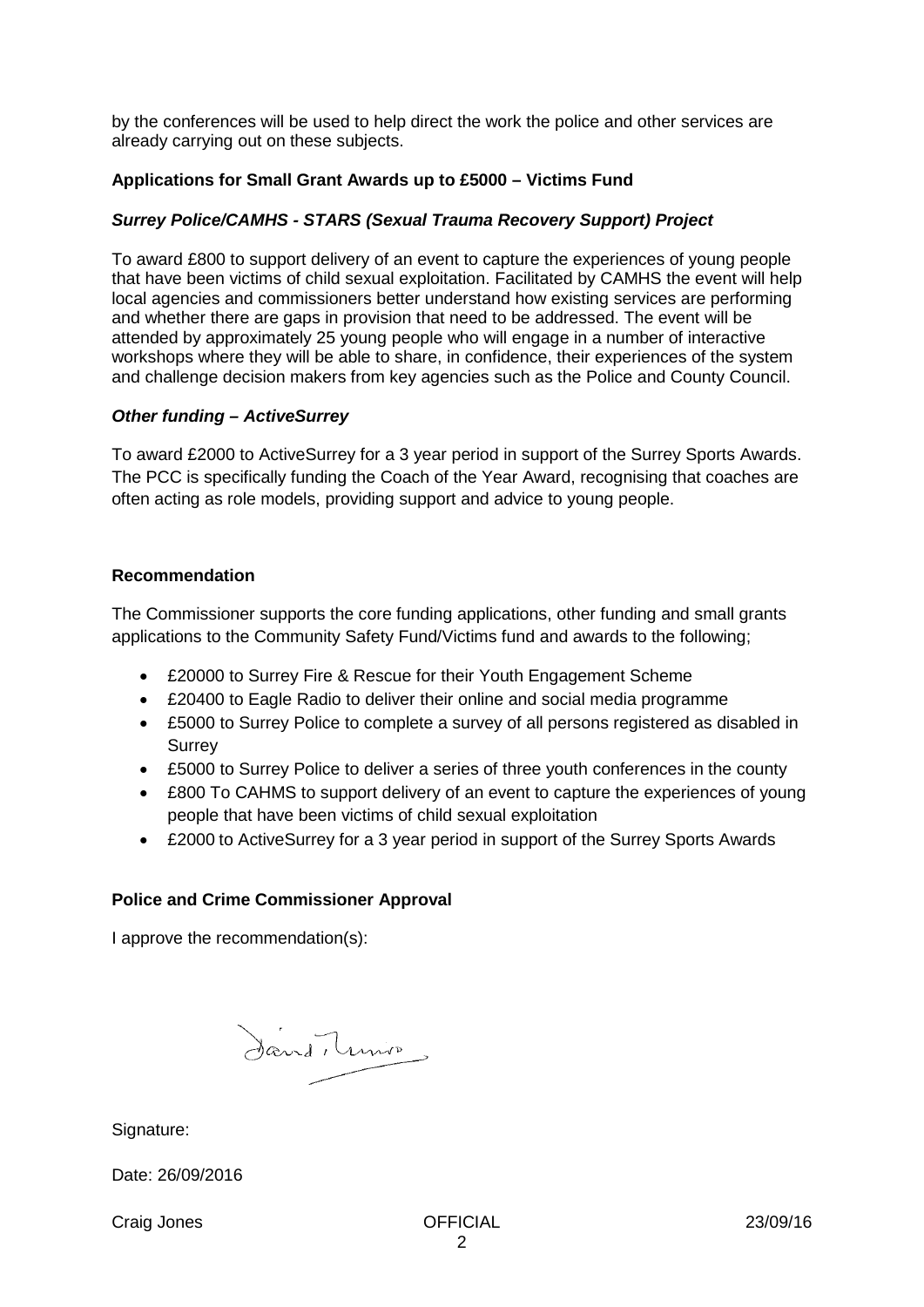by the conferences will be used to help direct the work the police and other services are already carrying out on these subjects.

**Applications for Small Grant Awards up to £5000 – Victims Fund**

***Surrey Police/CAMHS - STARS (Sexual Trauma Recovery Support) Project***

To award £800 to support delivery of an event to capture the experiences of young people that have been victims of child sexual exploitation. Facilitated by CAMHS the event will help local agencies and commissioners better understand how existing services are performing and whether there are gaps in provision that need to be addressed. The event will be attended by approximately 25 young people who will engage in a number of interactive workshops where they will be able to share, in confidence, their experiences of the system and challenge decision makers from key agencies such as the Police and County Council.

***Other funding – ActiveSurrey***

To award £2000 to ActiveSurrey for a 3 year period in support of the Surrey Sports Awards. The PCC is specifically funding the Coach of the Year Award, recognising that coaches are often acting as role models, providing support and advice to young people.

**Recommendation**

The Commissioner supports the core funding applications, other funding and small grants applications to the Community Safety Fund/Victims fund and awards to the following;

- £20000 to Surrey Fire & Rescue for their Youth Engagement Scheme
- £20400 to Eagle Radio to deliver their online and social media programme
- £5000 to Surrey Police to complete a survey of all persons registered as disabled in Surrey
- £5000 to Surrey Police to deliver a series of three youth conferences in the county
- £800 To CAHMS to support delivery of an event to capture the experiences of young people that have been victims of child sexual exploitation
- £2000 to ActiveSurrey for a 3 year period in support of the Surrey Sports Awards

**Police and Crime Commissioner Approval**

I approve the recommendation(s):

Signature:

Date: 26/09/2016

Craig Jones OFFICIAL 23/09/16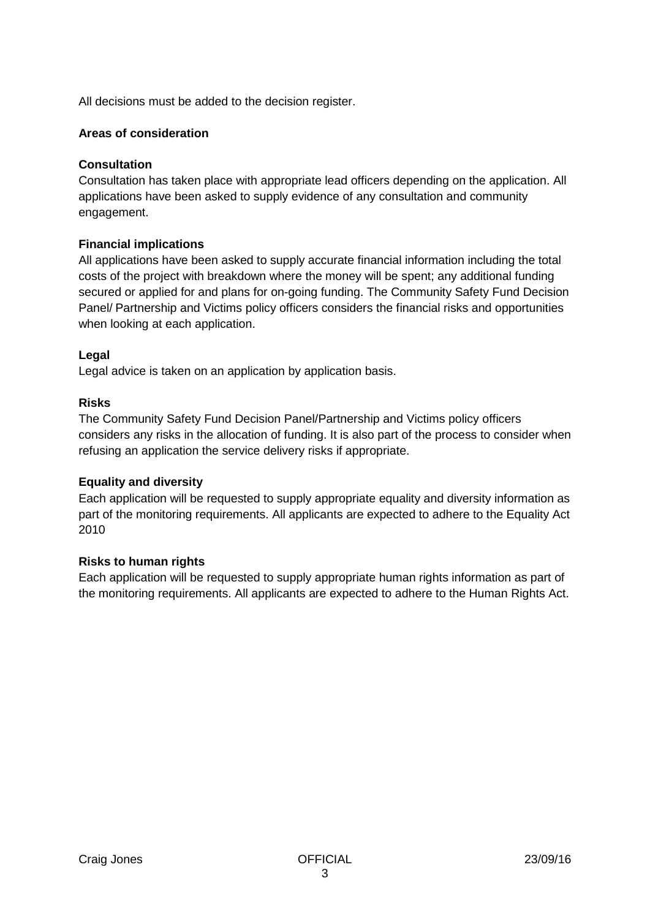All decisions must be added to the decision register.

**Areas of consideration**

**Consultation**

Consultation has taken place with appropriate lead officers depending on the application. All applications have been asked to supply evidence of any consultation and community engagement.

**Financial implications**

All applications have been asked to supply accurate financial information including the total costs of the project with breakdown where the money will be spent; any additional funding secured or applied for and plans for on-going funding. The Community Safety Fund Decision Panel/ Partnership and Victims policy officers considers the financial risks and opportunities when looking at each application.

**Legal**

Legal advice is taken on an application by application basis.

**Risks**

The Community Safety Fund Decision Panel/Partnership and Victims policy officers considers any risks in the allocation of funding. It is also part of the process to consider when refusing an application the service delivery risks if appropriate.

**Equality and diversity**

Each application will be requested to supply appropriate equality and diversity information as part of the monitoring requirements. All applicants are expected to adhere to the Equality Act 2010

**Risks to human rights**

Each application will be requested to supply appropriate human rights information as part of the monitoring requirements. All applicants are expected to adhere to the Human Rights Act.